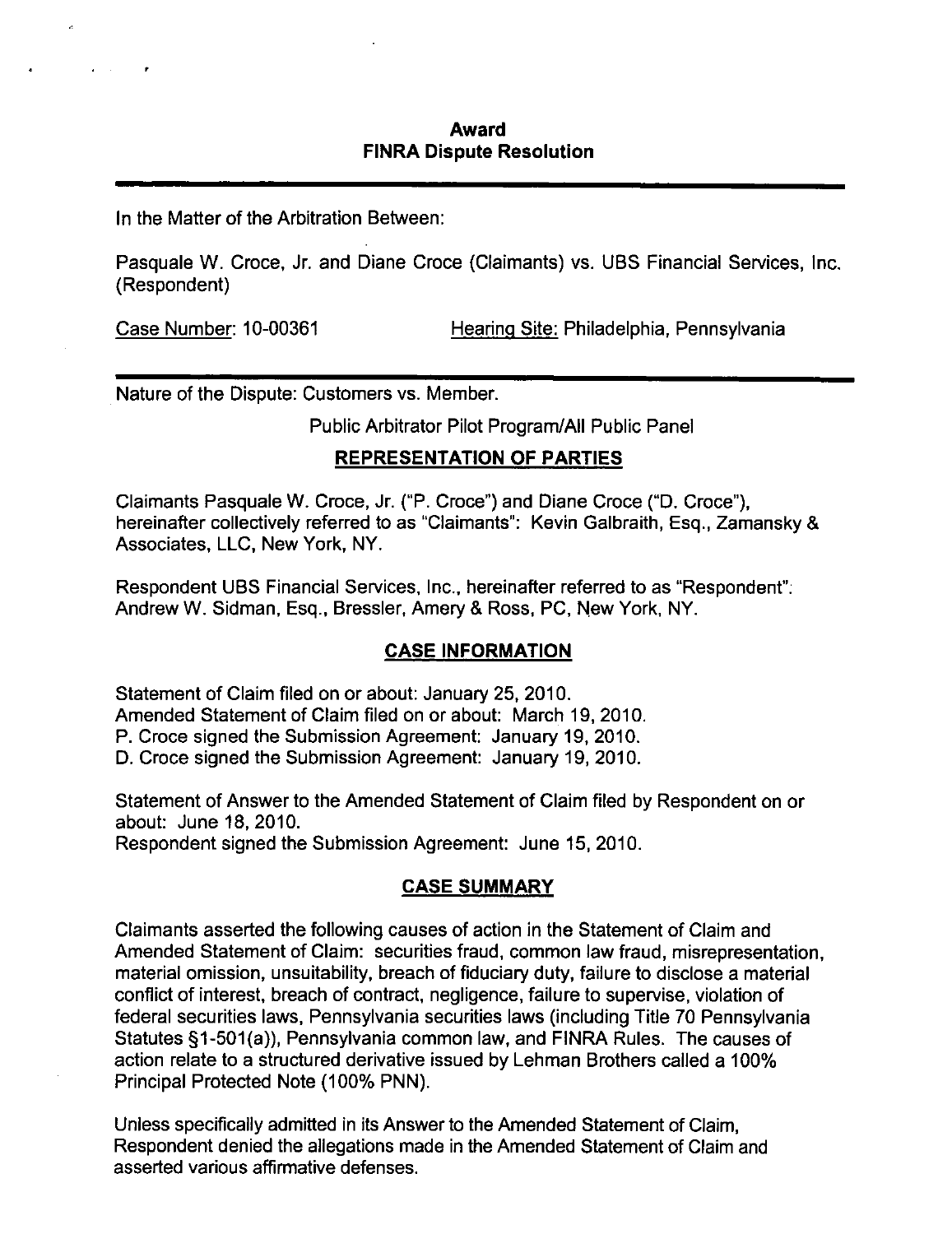# Award
## FINRA Dispute Resolution

---

In the Matter of the Arbitration Between:

Pasquale W. Croce, Jr. and Diane Croce (Claimants) vs. UBS Financial Services, Inc. (Respondent)

Case Number: 10-00361 Hearing Site: Philadelphia, Pennsylvania

---

Nature of the Dispute: Customers vs. Member.

Public Arbitrator Pilot Program/All Public Panel

## REPRESENTATION OF PARTIES

Claimants Pasquale W. Croce, Jr. ("P. Croce") and Diane Croce ("D. Croce"), hereinafter collectively referred to as "Claimants": Kevin Galbraith, Esq., Zamansky & Associates, LLC, New York, NY.

Respondent UBS Financial Services, Inc., hereinafter referred to as "Respondent": Andrew W. Sidman, Esq., Bressler, Amery & Ross, PC, New York, NY.

## CASE INFORMATION

Statement of Claim filed on or about: January 25, 2010.
Amended Statement of Claim filed on or about: March 19, 2010.
P. Croce signed the Submission Agreement: January 19, 2010.
D. Croce signed the Submission Agreement: January 19, 2010.

Statement of Answer to the Amended Statement of Claim filed by Respondent on or about: June 18, 2010.
Respondent signed the Submission Agreement: June 15, 2010.

## CASE SUMMARY

Claimants asserted the following causes of action in the Statement of Claim and Amended Statement of Claim: securities fraud, common law fraud, misrepresentation, material omission, unsuitability, breach of fiduciary duty, failure to disclose a material conflict of interest, breach of contract, negligence, failure to supervise, violation of federal securities laws, Pennsylvania securities laws (including Title 70 Pennsylvania Statutes §1-501(a)), Pennsylvania common law, and FINRA Rules. The causes of action relate to a structured derivative issued by Lehman Brothers called a 100% Principal Protected Note (100% PNN).

Unless specifically admitted in its Answer to the Amended Statement of Claim, Respondent denied the allegations made in the Amended Statement of Claim and asserted various affirmative defenses.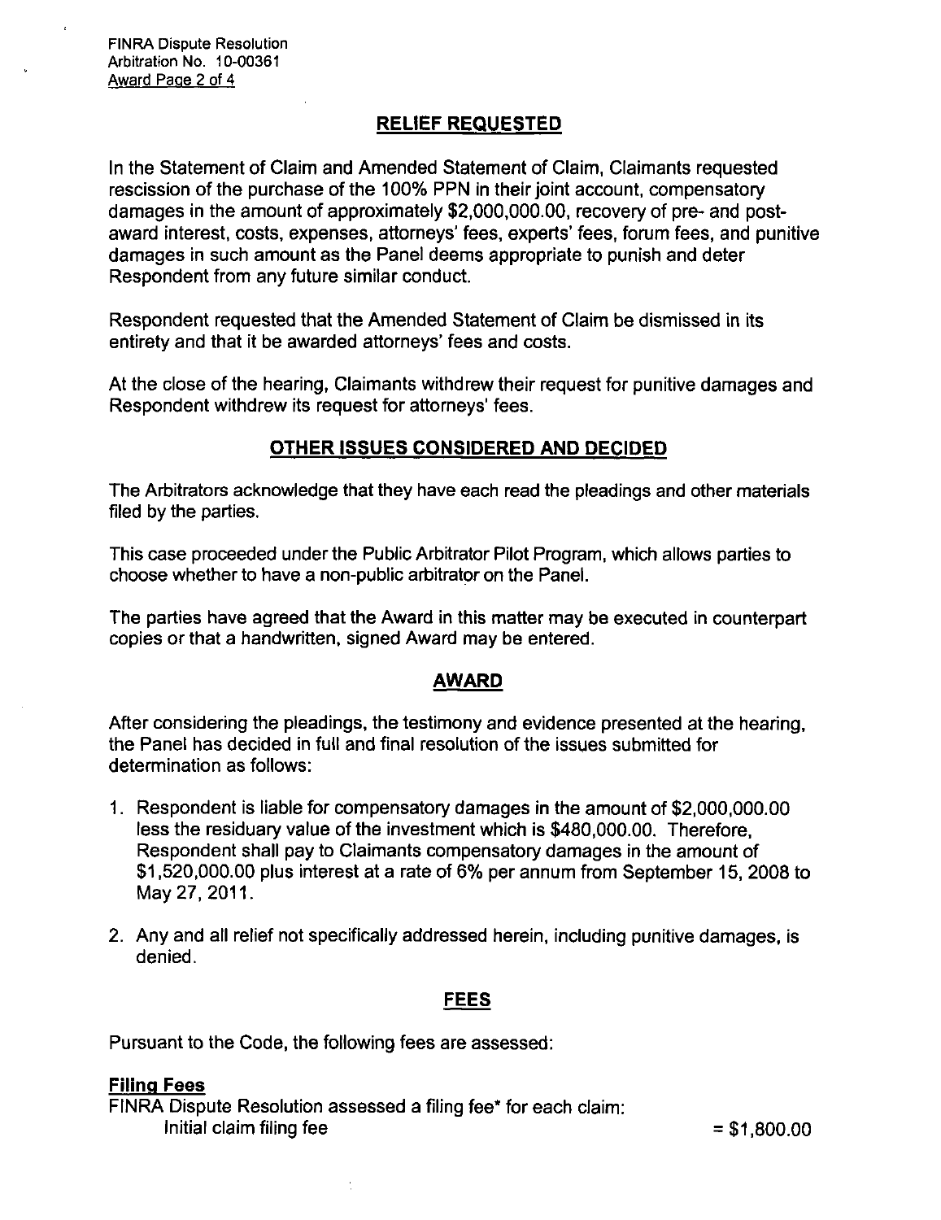## RELIEF REQUESTED

In the Statement of Claim and Amended Statement of Claim, Claimants requested rescission of the purchase of the 100% PPN in their joint account, compensatory damages in the amount of approximately $2,000,000.00, recovery of pre- and post-award interest, costs, expenses, attorneys' fees, experts' fees, forum fees, and punitive damages in such amount as the Panel deems appropriate to punish and deter Respondent from any future similar conduct.

Respondent requested that the Amended Statement of Claim be dismissed in its entirety and that it be awarded attorneys' fees and costs.

At the close of the hearing, Claimants withdrew their request for punitive damages and Respondent withdrew its request for attorneys' fees.

## OTHER ISSUES CONSIDERED AND DECIDED

The Arbitrators acknowledge that they have each read the pleadings and other materials filed by the parties.

This case proceeded under the Public Arbitrator Pilot Program, which allows parties to choose whether to have a non-public arbitrator on the Panel.

The parties have agreed that the Award in this matter may be executed in counterpart copies or that a handwritten, signed Award may be entered.

## AWARD

After considering the pleadings, the testimony and evidence presented at the hearing, the Panel has decided in full and final resolution of the issues submitted for determination as follows:

1. Respondent is liable for compensatory damages in the amount of $2,000,000.00 less the residuary value of the investment which is $480,000.00. Therefore, Respondent shall pay to Claimants compensatory damages in the amount of $1,520,000.00 plus interest at a rate of 6% per annum from September 15, 2008 to May 27, 2011.

2. Any and all relief not specifically addressed herein, including punitive damages, is denied.

## FEES

Pursuant to the Code, the following fees are assessed:

**Filing Fees**

FINRA Dispute Resolution assessed a filing fee* for each claim:

Initial claim filing fee = $1,800.00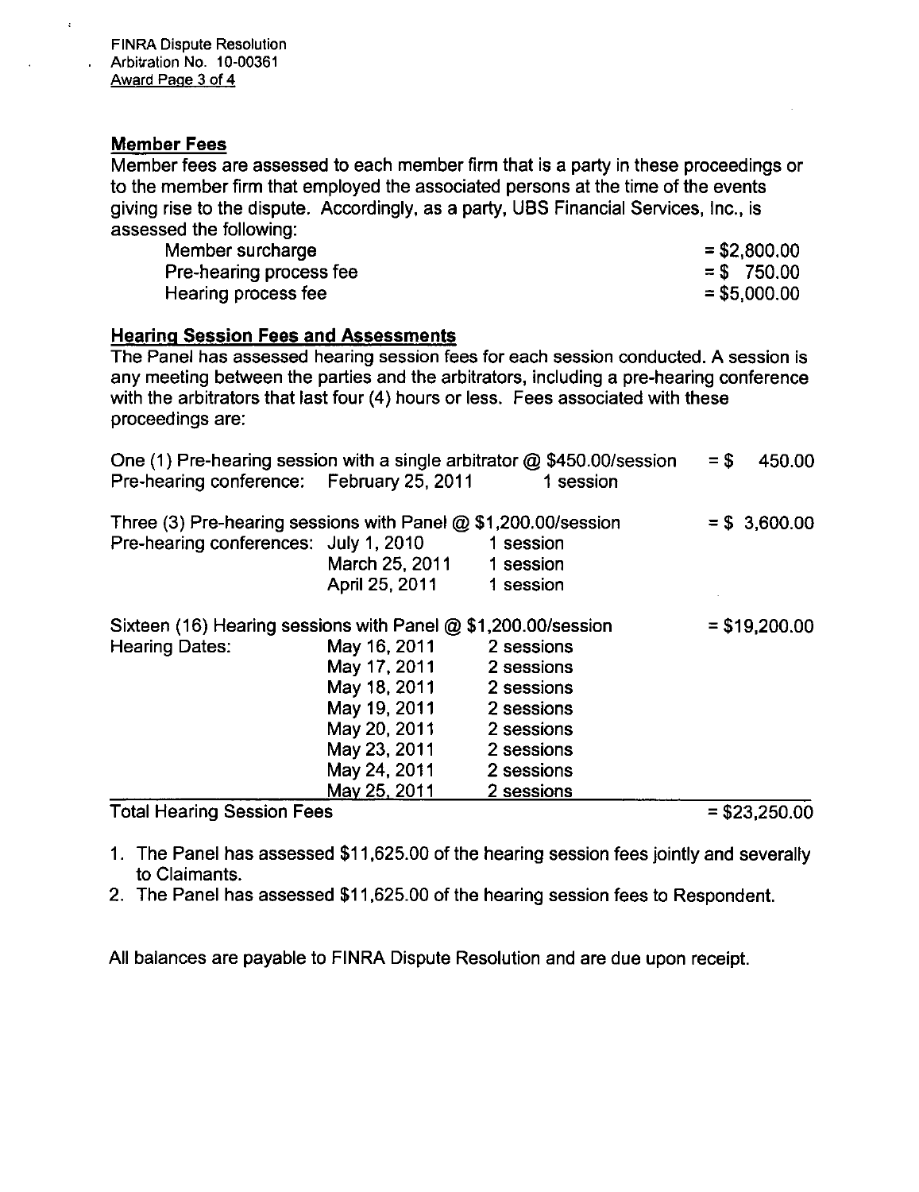## Member Fees

Member fees are assessed to each member firm that is a party in these proceedings or to the member firm that employed the associated persons at the time of the events giving rise to the dispute. Accordingly, as a party, UBS Financial Services, Inc., is assessed the following:

| | |
|---|---|
| Member surcharge | = $2,800.00 |
| Pre-hearing process fee | = $ 750.00 |
| Hearing process fee | = $5,000.00 |

## Hearing Session Fees and Assessments

The Panel has assessed hearing session fees for each session conducted. A session is any meeting between the parties and the arbitrators, including a pre-hearing conference with the arbitrators that last four (4) hours or less. Fees associated with these proceedings are:

| | | | |
|---|---|---|---|
| One (1) Pre-hearing session with a single arbitrator @ $450.00/session | | | = $ 450.00 |
| Pre-hearing conference: | February 25, 2011 | 1 session | |
| Three (3) Pre-hearing sessions with Panel @ $1,200.00/session | | | = $ 3,600.00 |
| Pre-hearing conferences: | July 1, 2010 | 1 session | |
| | March 25, 2011 | 1 session | |
| | April 25, 2011 | 1 session | |
| Sixteen (16) Hearing sessions with Panel @ $1,200.00/session | | | = $19,200.00 |
| Hearing Dates: | May 16, 2011 | 2 sessions | |
| | May 17, 2011 | 2 sessions | |
| | May 18, 2011 | 2 sessions | |
| | May 19, 2011 | 2 sessions | |
| | May 20, 2011 | 2 sessions | |
| | May 23, 2011 | 2 sessions | |
| | May 24, 2011 | 2 sessions | |
| | May 25, 2011 | 2 sessions | |
| **Total Hearing Session Fees** | | | = $23,250.00 |

1. The Panel has assessed $11,625.00 of the hearing session fees jointly and severally to Claimants.
2. The Panel has assessed $11,625.00 of the hearing session fees to Respondent.

All balances are payable to FINRA Dispute Resolution and are due upon receipt.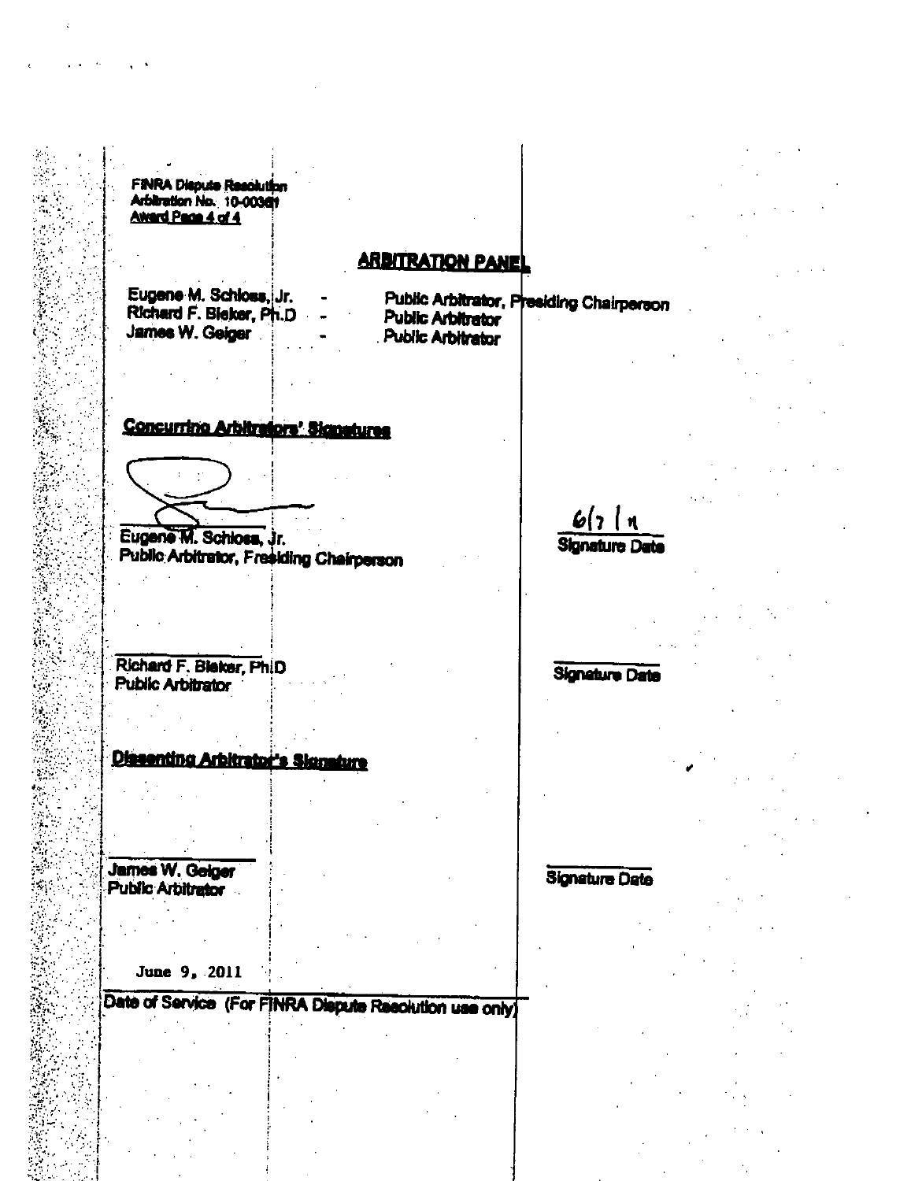FINRA Dispute Resolution
Arbitration No. 10-00361

## ARBITRATION PANEL

| | | |
|---|---|---|
| Eugene M. Schloss, Jr. | - | Public Arbitrator, Presiding Chairperson |
| Richard F. Bieker, Ph.D | - | Public Arbitrator |
| James W. Geiger | - | Public Arbitrator |

**Concurring Arbitrators' Signatures**

Eugene M. Schloss, Jr.
Public Arbitrator, Presiding Chairperson

6/7/11
Signature Date

Richard F. Bieker, Ph.D
Public Arbitrator

Signature Date

**Dissenting Arbitrator's Signature**

James W. Geiger
Public Arbitrator

Signature Date

June 9, 2011

Date of Service (For FINRA Dispute Resolution use only)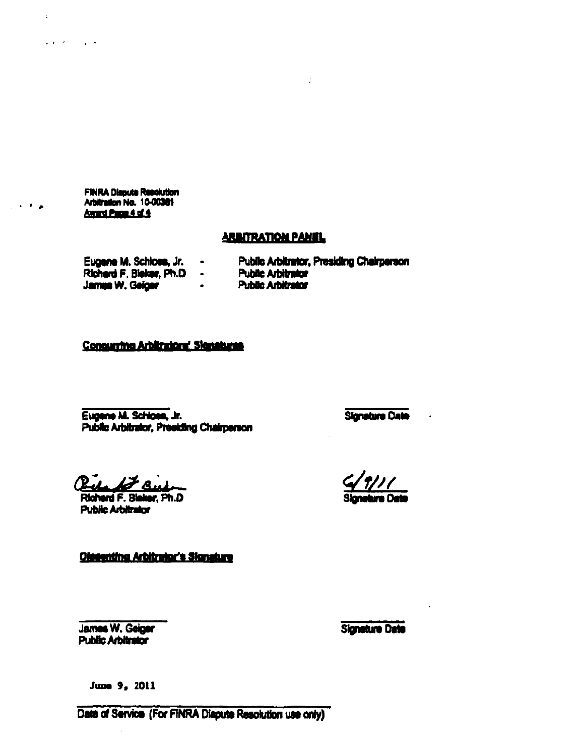FINRA Dispute Resolution
Arbitration No. 10-00361

## ARBITRATION PANEL

| | | |
|---|---|---|
| Eugene M. Schloss, Jr. | - | Public Arbitrator, Presiding Chairperson |
| Richard F. Bieker, Ph.D | - | Public Arbitrator |
| James W. Geiger | - | Public Arbitrator |

**Concurring Arbitrators' Signatures**

\_\_\_\_\_\_\_\_\_\_\_\_\_\_\_\_\_\_\_\_
Eugene M. Schloss, Jr.
Public Arbitrator, Presiding Chairperson

\_\_\_\_\_\_\_\_\_\_\_\_
Signature Date

Richard F. Bieker
Richard F. Bieker, Ph.D
Public Arbitrator

6/9/11
Signature Date

**Dissenting Arbitrator's Signature**

\_\_\_\_\_\_\_\_\_\_\_\_\_\_\_\_\_\_\_\_
James W. Geiger
Public Arbitrator

\_\_\_\_\_\_\_\_\_\_\_\_
Signature Date

June 9, 2011
\_\_\_\_\_\_\_\_\_\_\_\_\_\_\_\_\_\_\_\_\_\_\_\_\_\_\_\_\_\_\_\_\_\_\_\_\_\_\_\_
Date of Service (For FINRA Dispute Resolution use only)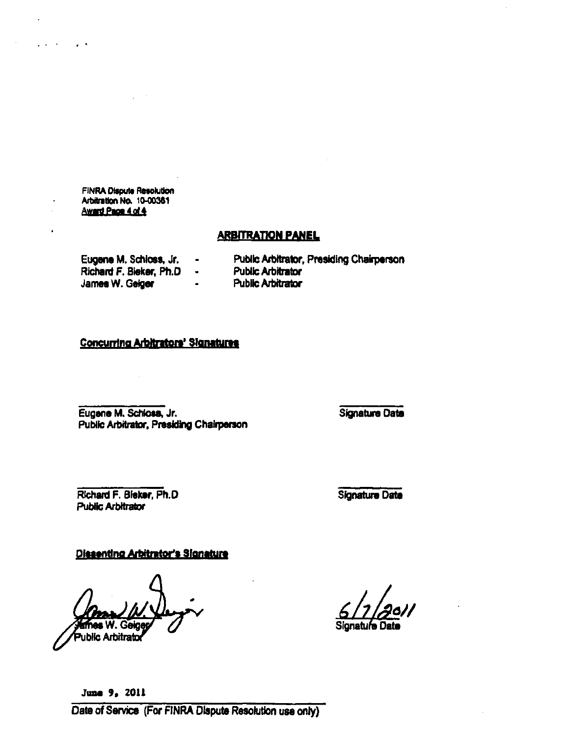FINRA Dispute Resolution
Arbitration No. 10-00381
Award Page 4 of 4

## ARBITRATION PANEL

| | | |
|---|---|---|
| Eugene M. Schloss, Jr. | - | Public Arbitrator, Presiding Chairperson |
| Richard F. Bieker, Ph.D | - | Public Arbitrator |
| James W. Geiger | - | Public Arbitrator |

**Concurring Arbitrators' Signatures**

_______________
Eugene M. Schloss, Jr.
Public Arbitrator, Presiding Chairperson

_______________
Signature Date

_______________
Richard F. Bieker, Ph.D
Public Arbitrator

_______________
Signature Date

**Dissenting Arbitrator's Signature**

James W. Geiger
Public Arbitrator

6/7/2011
Signature Date

June 9, 2011

Date of Service (For FINRA Dispute Resolution use only)